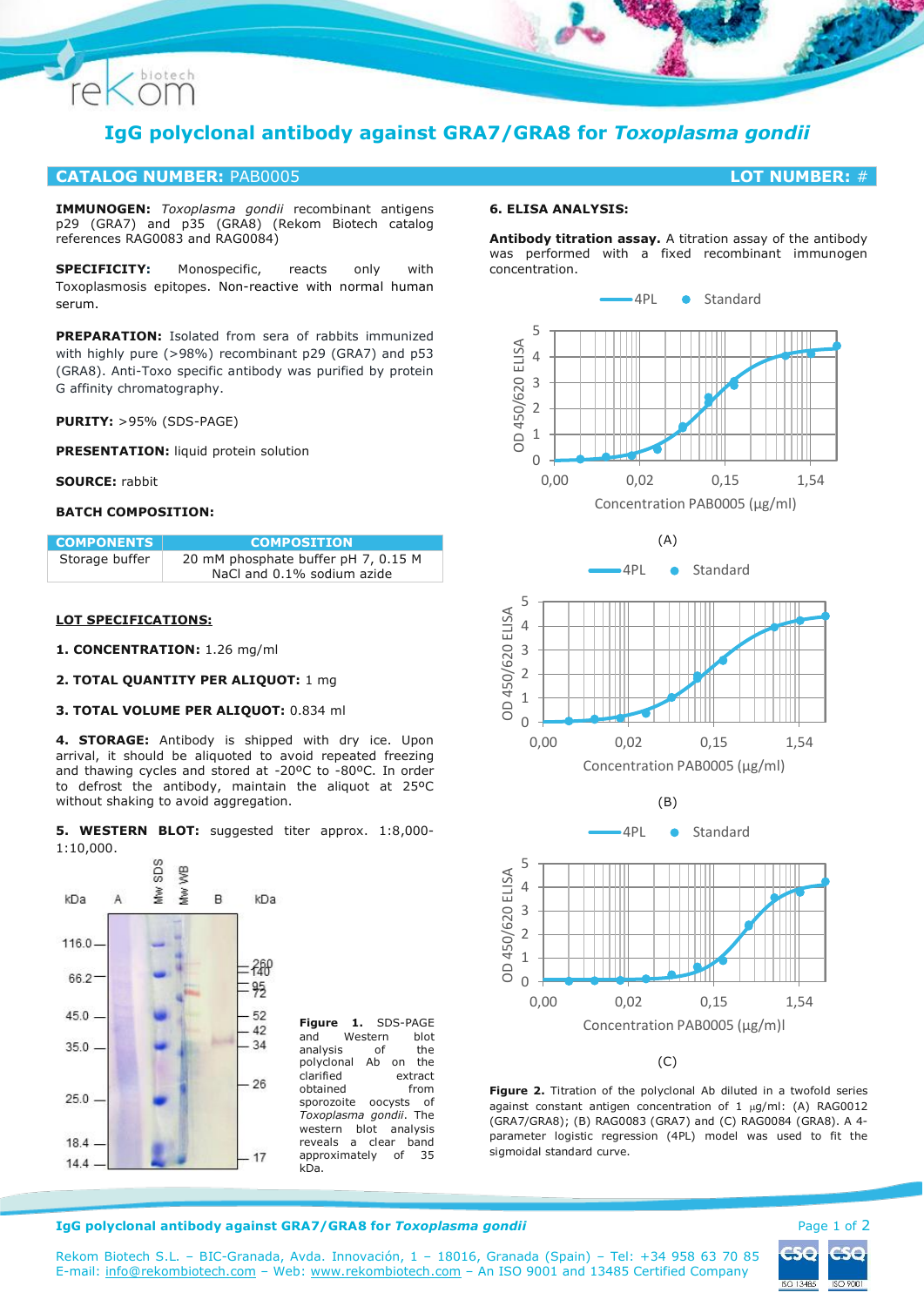# IgG polyclonal antibody against GRA7/GRA8 for *Toxoplasma gondii*

## CATALOG NUMBER: PAB0005 — LOT NUMBER: #

**IMMUNOGEN:** *Toxoplasma gondii* recombinant antigens p29 (GRA7) and p35 (GRA8) (Rekom Biotech catalog references RAG0083 and RAG0084)

**SPECIFICITY:** Monospecific, reacts only with Toxoplasmosis epitopes. Non-reactive with normal human serum.

**PREPARATION:** Isolated from sera of rabbits immunized with highly pure (>98%) recombinant p29 (GRA7) and p53 (GRA8). Anti-Toxo specific antibody was purified by protein G affinity chromatography.

**PURITY:** >95% (SDS-PAGE)

**PRESENTATION:** liquid protein solution

**SOURCE:** rabbit

**BATCH COMPOSITION:**

| COMPONENTS | COMPOSITION |
|---|---|
| Storage buffer | 20 mM phosphate buffer pH 7, 0.15 M NaCl and 0.1% sodium azide |

**LOT SPECIFICATIONS:**

**1. CONCENTRATION:** 1.26 mg/ml

**2. TOTAL QUANTITY PER ALIQUOT:** 1 mg

**3. TOTAL VOLUME PER ALIQUOT:** 0.834 ml

**4. STORAGE:** Antibody is shipped with dry ice. Upon arrival, it should be aliquoted to avoid repeated freezing and thawing cycles and stored at -20ºC to -80ºC. In order to defrost the antibody, maintain the aliquot at 25ºC without shaking to avoid aggregation.

**5. WESTERN BLOT:** suggested titer approx. 1:8,000-1:10,000.

kDa A Mw SDS Mw WB B kDa

116.0
66.2
45.0
35.0
25.0
18.4
14.4

260
140
95
72
52
42
34
26
17

**Figure 1.** SDS-PAGE and Western blot analysis of the polyclonal Ab on the clarified extract obtained from sporozoite oocysts of *Toxoplasma gondii*. The western blot analysis reveals a clear band approximately of 35 kDa.

**6. ELISA ANALYSIS:**

**Antibody titration assay.** A titration assay of the antibody was performed with a fixed recombinant immunogen concentration.

4PL Standard

OD 450/620 ELISA

0 1 2 3 4 5

0,00 0,02 0,15 1,54

Concentration PAB0005 (µg/ml)

(A)

4PL Standard

OD 450/620 ELISA

0 1 2 3 4 5

0,00 0,02 0,15 1,54

Concentration PAB0005 (µg/ml)

(B)

4PL Standard

OD 450/620 ELISA

0 1 2 3 4 5

0,00 0,02 0,15 1,54

Concentration PAB0005 (µg/m)l

(C)

**Figure 2.** Titration of the polyclonal Ab diluted in a twofold series against constant antigen concentration of 1 µg/ml: (A) RAG0012 (GRA7/GRA8); (B) RAG0083 (GRA7) and (C) RAG0084 (GRA8). A 4-parameter logistic regression (4PL) model was used to fit the sigmoidal standard curve.

Rekom Biotech S.L. – BIC-Granada, Avda. Innovación, 1 – 18016, Granada (Spain) – Tel: +34 958 63 70 85
E-mail: info@rekombiotech.com – Web: www.rekombiotech.com – An ISO 9001 and 13485 Certified Company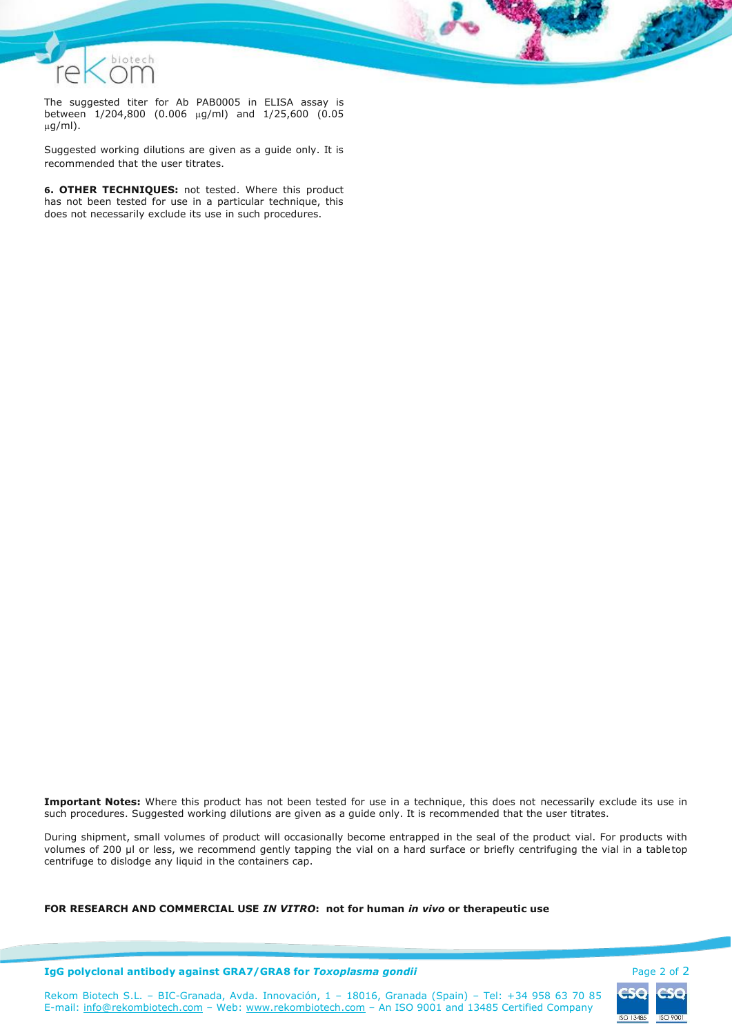The suggested titer for Ab PAB0005 in ELISA assay is between 1/204,800 (0.006 μg/ml) and 1/25,600 (0.05 μg/ml).

Suggested working dilutions are given as a guide only. It is recommended that the user titrates.

**6. OTHER TECHNIQUES:** not tested. Where this product has not been tested for use in a particular technique, this does not necessarily exclude its use in such procedures.

**Important Notes:** Where this product has not been tested for use in a technique, this does not necessarily exclude its use in such procedures. Suggested working dilutions are given as a guide only. It is recommended that the user titrates.

During shipment, small volumes of product will occasionally become entrapped in the seal of the product vial. For products with volumes of 200 μl or less, we recommend gently tapping the vial on a hard surface or briefly centrifuging the vial in a tabletop centrifuge to dislodge any liquid in the containers cap.

**FOR RESEARCH AND COMMERCIAL USE *IN VITRO*: not for human *in vivo* or therapeutic use**